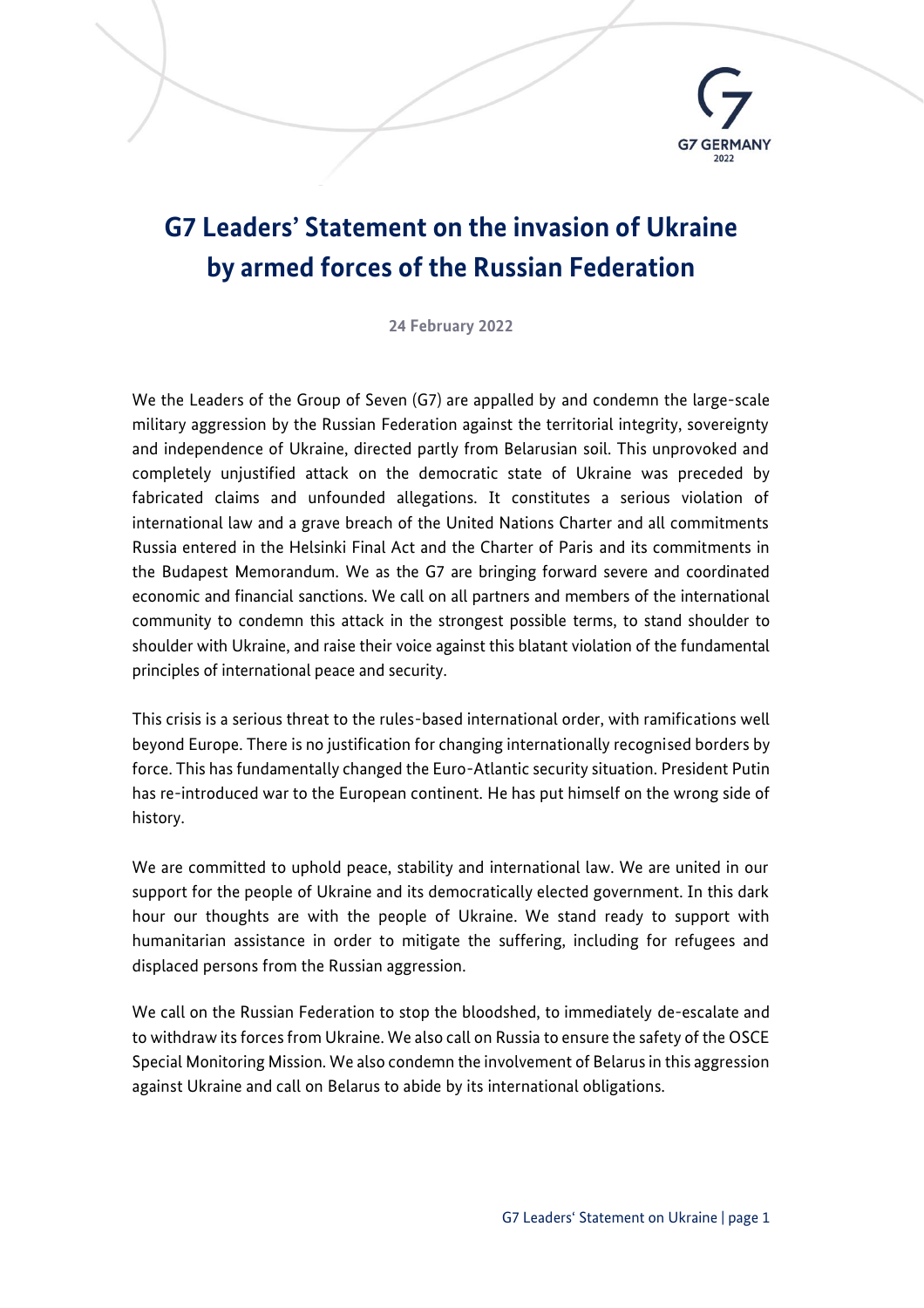# G7 Leaders' Statement on the invasion of Ukraine by armed forces of the Russian Federation

**24 February 2022**

We the Leaders of the Group of Seven (G7) are appalled by and condemn the large-scale military aggression by the Russian Federation against the territorial integrity, sovereignty and independence of Ukraine, directed partly from Belarusian soil. This unprovoked and completely unjustified attack on the democratic state of Ukraine was preceded by fabricated claims and unfounded allegations. It constitutes a serious violation of international law and a grave breach of the United Nations Charter and all commitments Russia entered in the Helsinki Final Act and the Charter of Paris and its commitments in the Budapest Memorandum. We as the G7 are bringing forward severe and coordinated economic and financial sanctions. We call on all partners and members of the international community to condemn this attack in the strongest possible terms, to stand shoulder to shoulder with Ukraine, and raise their voice against this blatant violation of the fundamental principles of international peace and security.

This crisis is a serious threat to the rules-based international order, with ramifications well beyond Europe. There is no justification for changing internationally recognised borders by force. This has fundamentally changed the Euro-Atlantic security situation. President Putin has re-introduced war to the European continent. He has put himself on the wrong side of history.

We are committed to uphold peace, stability and international law. We are united in our support for the people of Ukraine and its democratically elected government. In this dark hour our thoughts are with the people of Ukraine. We stand ready to support with humanitarian assistance in order to mitigate the suffering, including for refugees and displaced persons from the Russian aggression.

We call on the Russian Federation to stop the bloodshed, to immediately de-escalate and to withdraw its forces from Ukraine. We also call on Russia to ensure the safety of the OSCE Special Monitoring Mission. We also condemn the involvement of Belarus in this aggression against Ukraine and call on Belarus to abide by its international obligations.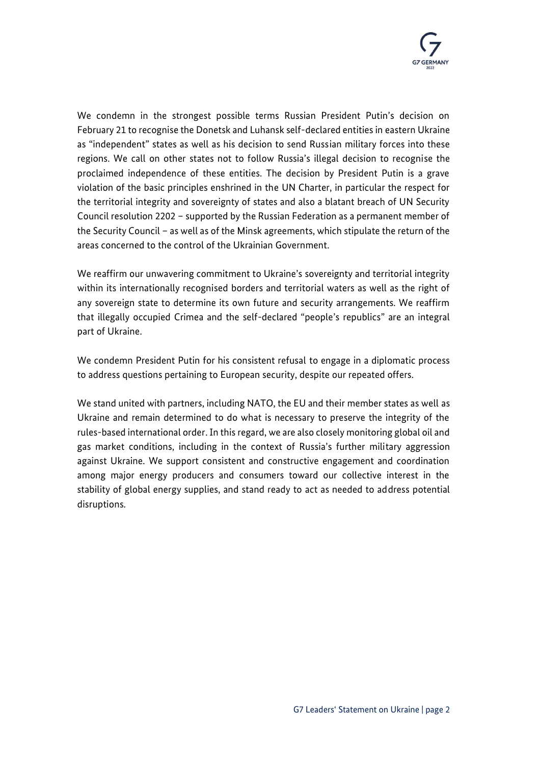We condemn in the strongest possible terms Russian President Putin's decision on February 21 to recognise the Donetsk and Luhansk self-declared entities in eastern Ukraine as "independent" states as well as his decision to send Russian military forces into these regions. We call on other states not to follow Russia's illegal decision to recognise the proclaimed independence of these entities. The decision by President Putin is a grave violation of the basic principles enshrined in the UN Charter, in particular the respect for the territorial integrity and sovereignty of states and also a blatant breach of UN Security Council resolution 2202 – supported by the Russian Federation as a permanent member of the Security Council – as well as of the Minsk agreements, which stipulate the return of the areas concerned to the control of the Ukrainian Government.

We reaffirm our unwavering commitment to Ukraine's sovereignty and territorial integrity within its internationally recognised borders and territorial waters as well as the right of any sovereign state to determine its own future and security arrangements. We reaffirm that illegally occupied Crimea and the self-declared "people's republics" are an integral part of Ukraine.

We condemn President Putin for his consistent refusal to engage in a diplomatic process to address questions pertaining to European security, despite our repeated offers.

We stand united with partners, including NATO, the EU and their member states as well as Ukraine and remain determined to do what is necessary to preserve the integrity of the rules-based international order. In this regard, we are also closely monitoring global oil and gas market conditions, including in the context of Russia's further military aggression against Ukraine. We support consistent and constructive engagement and coordination among major energy producers and consumers toward our collective interest in the stability of global energy supplies, and stand ready to act as needed to address potential disruptions.